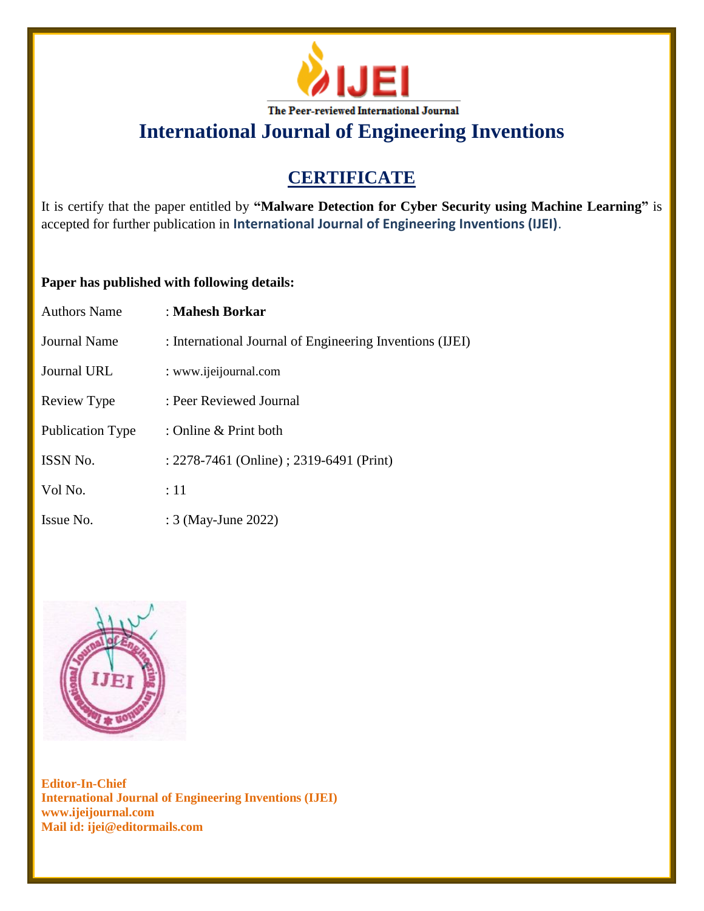**IJEI**

The Peer-reviewed International Journal

# International Journal of Engineering Inventions

## CERTIFICATE

It is certify that the paper entitled by **"Malware Detection for Cyber Security using Machine Learning"** is accepted for further publication in **International Journal of Engineering Inventions (IJEI)**.

**Paper has published with following details:**

| | |
|---|---|
| Authors Name | : **Mahesh Borkar** |
| Journal Name | : International Journal of Engineering Inventions (IJEI) |
| Journal URL | : www.ijeijournal.com |
| Review Type | : Peer Reviewed Journal |
| Publication Type | : Online & Print both |
| ISSN No. | : 2278-7461 (Online) ; 2319-6491 (Print) |
| Vol No. | : 11 |
| Issue No. | : 3 (May-June 2022) |

**Editor-In-Chief**
**International Journal of Engineering Inventions (IJEI)**
**www.ijeijournal.com**
**Mail id: ijei@editormails.com**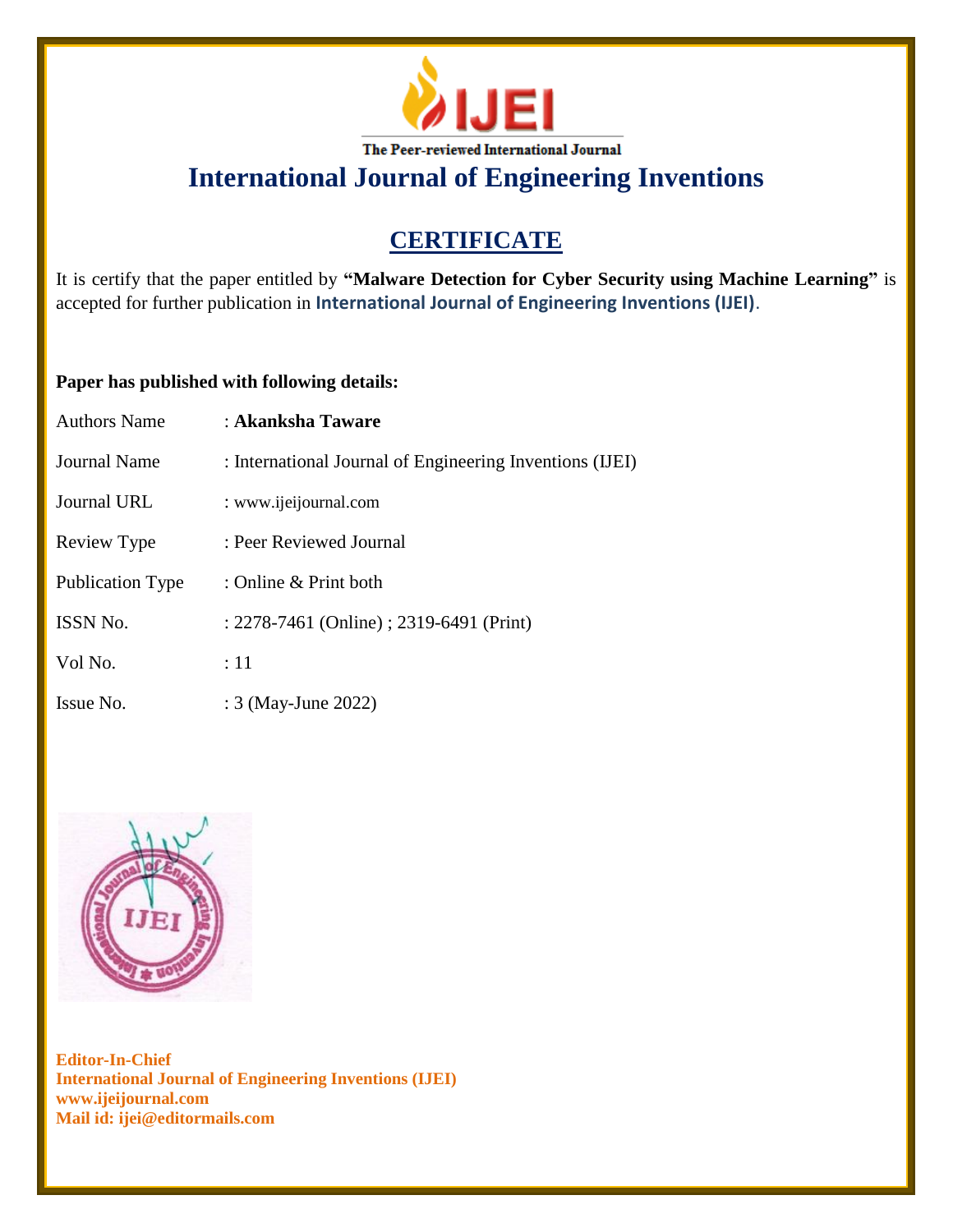The Peer-reviewed International Journal

# International Journal of Engineering Inventions

## CERTIFICATE

It is certify that the paper entitled by **"Malware Detection for Cyber Security using Machine Learning"** is accepted for further publication in **International Journal of Engineering Inventions (IJEI)**.

**Paper has published with following details:**

| | |
|---|---|
| Authors Name | : **Akanksha Taware** |
| Journal Name | : International Journal of Engineering Inventions (IJEI) |
| Journal URL | : www.ijeijournal.com |
| Review Type | : Peer Reviewed Journal |
| Publication Type | : Online & Print both |
| ISSN No. | : 2278-7461 (Online) ; 2319-6491 (Print) |
| Vol No. | : 11 |
| Issue No. | : 3 (May-June 2022) |

**Editor-In-Chief**
**International Journal of Engineering Inventions (IJEI)**
**www.ijeijournal.com**
**Mail id: ijei@editormails.com**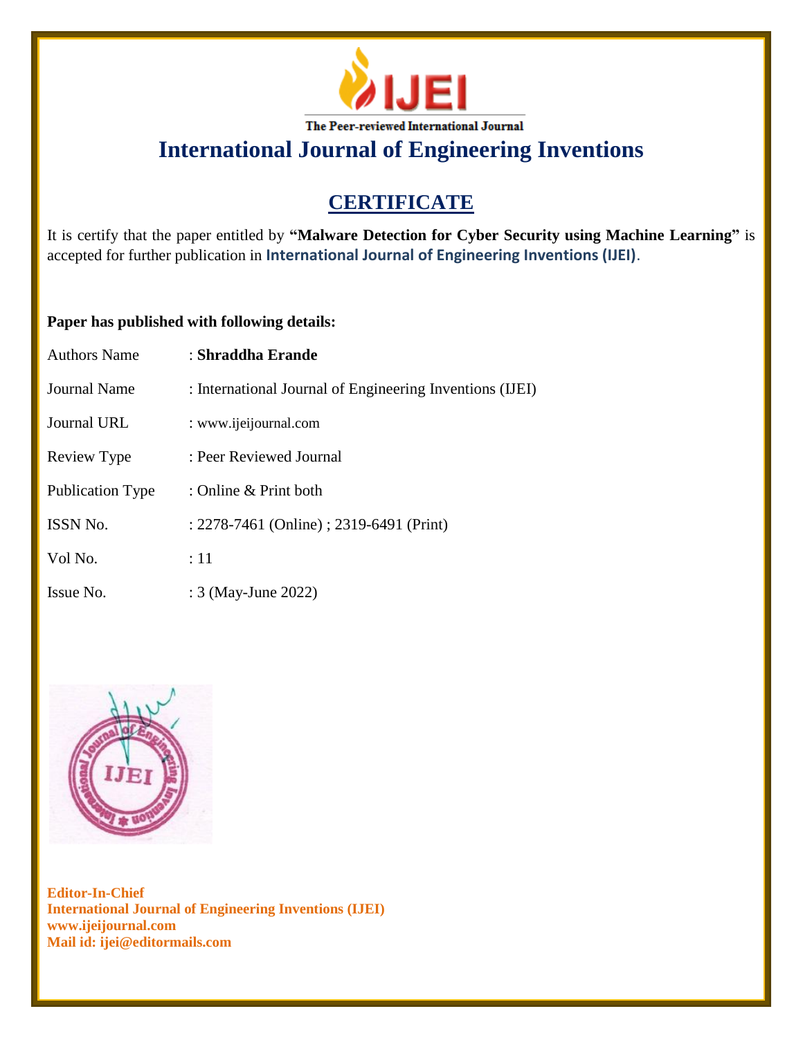IJEI

The Peer-reviewed International Journal

# International Journal of Engineering Inventions

## CERTIFICATE

It is certify that the paper entitled by **"Malware Detection for Cyber Security using Machine Learning"** is accepted for further publication in **International Journal of Engineering Inventions (IJEI)**.

**Paper has published with following details:**

| | |
|---|---|
| Authors Name | : **Shraddha Erande** |
| Journal Name | : International Journal of Engineering Inventions (IJEI) |
| Journal URL | : www.ijeijournal.com |
| Review Type | : Peer Reviewed Journal |
| Publication Type | : Online & Print both |
| ISSN No. | : 2278-7461 (Online) ; 2319-6491 (Print) |
| Vol No. | : 11 |
| Issue No. | : 3 (May-June 2022) |

**Editor-In-Chief**
**International Journal of Engineering Inventions (IJEI)**
**www.ijeijournal.com**
**Mail id: ijei@editormails.com**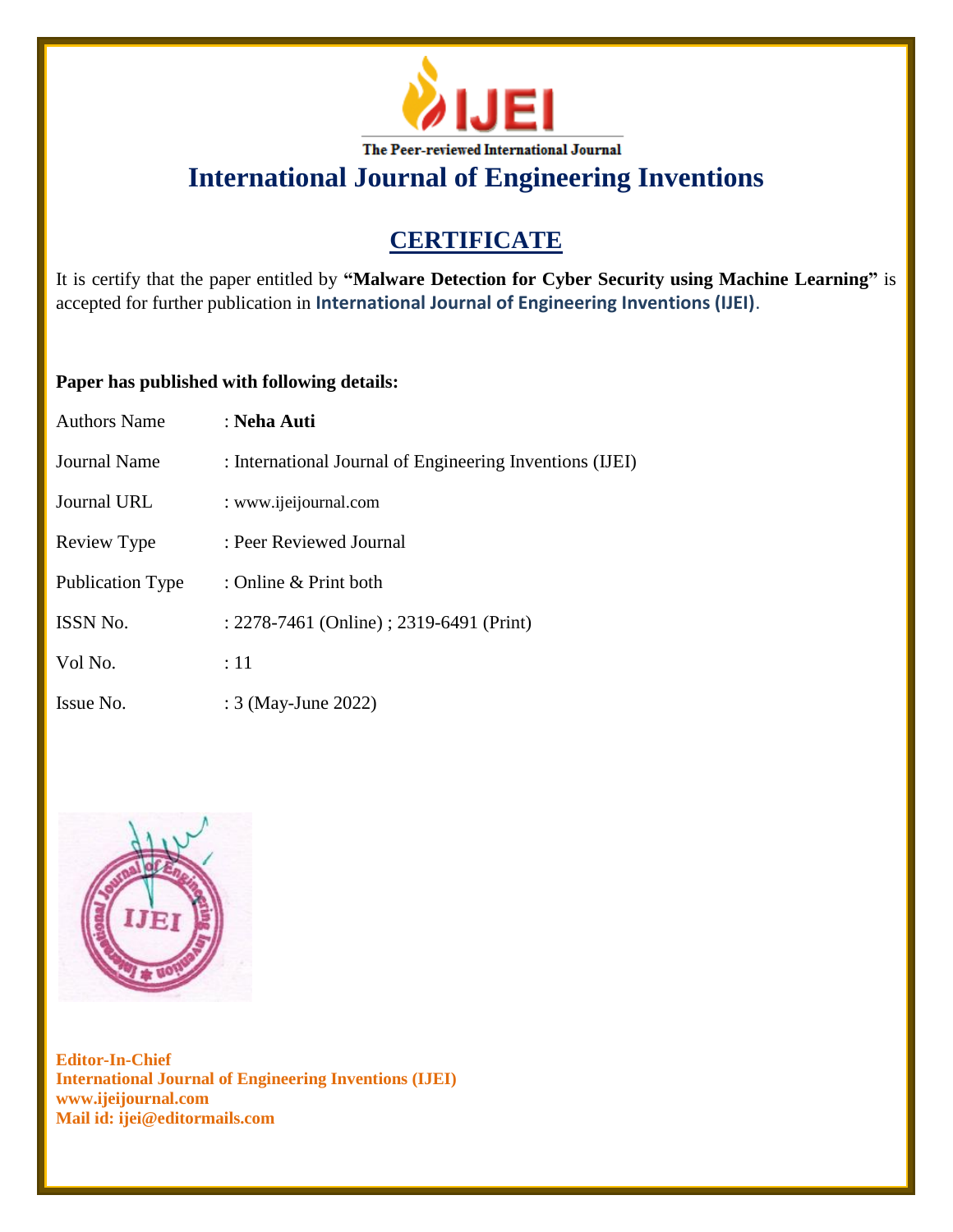The Peer-reviewed International Journal

# International Journal of Engineering Inventions

## CERTIFICATE

It is certify that the paper entitled by **"Malware Detection for Cyber Security using Machine Learning"** is accepted for further publication in **International Journal of Engineering Inventions (IJEI)**.

**Paper has published with following details:**

| | |
|---|---|
| Authors Name | : **Neha Auti** |
| Journal Name | : International Journal of Engineering Inventions (IJEI) |
| Journal URL | : www.ijeijournal.com |
| Review Type | : Peer Reviewed Journal |
| Publication Type | : Online & Print both |
| ISSN No. | : 2278-7461 (Online) ; 2319-6491 (Print) |
| Vol No. | : 11 |
| Issue No. | : 3 (May-June 2022) |

**Editor-In-Chief**
**International Journal of Engineering Inventions (IJEI)**
**www.ijeijournal.com**
**Mail id: ijei@editormails.com**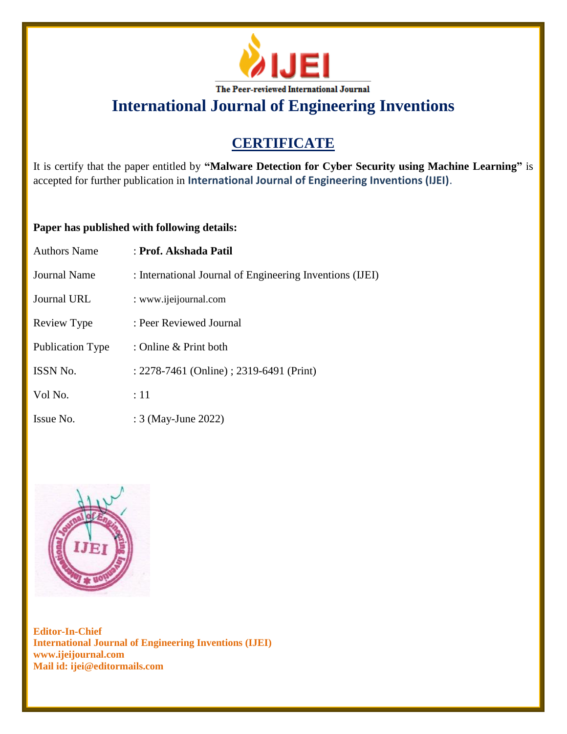IJEI

The Peer-reviewed International Journal

# International Journal of Engineering Inventions

## CERTIFICATE

It is certify that the paper entitled by **"Malware Detection for Cyber Security using Machine Learning"** is accepted for further publication in **International Journal of Engineering Inventions (IJEI)**.

**Paper has published with following details:**

| | |
|---|---|
| Authors Name | : **Prof. Akshada Patil** |
| Journal Name | : International Journal of Engineering Inventions (IJEI) |
| Journal URL | : www.ijeijournal.com |
| Review Type | : Peer Reviewed Journal |
| Publication Type | : Online & Print both |
| ISSN No. | : 2278-7461 (Online) ; 2319-6491 (Print) |
| Vol No. | : 11 |
| Issue No. | : 3 (May-June 2022) |

**Editor-In-Chief**
**International Journal of Engineering Inventions (IJEI)**
**www.ijeijournal.com**
**Mail id: ijei@editormails.com**